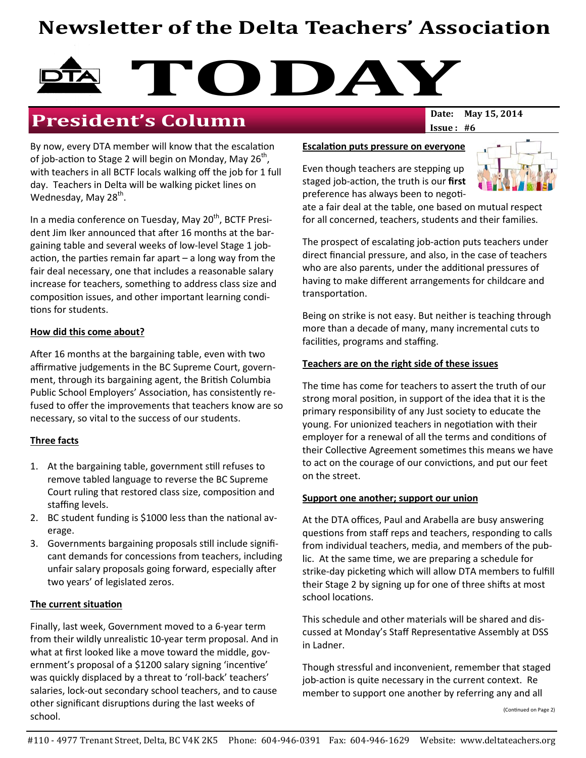# Newsletter of the Delta Teachers' Association

# TODAY

## President's Column

**Date: May 15, 2014**
**Issue: #6**

By now, every DTA member will know that the escalation of job-action to Stage 2 will begin on Monday, May 26th, with teachers in all BCTF locals walking off the job for 1 full day. Teachers in Delta will be walking picket lines on Wednesday, May 28th.

In a media conference on Tuesday, May 20th, BCTF President Jim Iker announced that after 16 months at the bargaining table and several weeks of low-level Stage 1 job-action, the parties remain far apart – a long way from the fair deal necessary, one that includes a reasonable salary increase for teachers, something to address class size and composition issues, and other important learning conditions for students.

**How did this come about?**

After 16 months at the bargaining table, even with two affirmative judgements in the BC Supreme Court, government, through its bargaining agent, the British Columbia Public School Employers' Association, has consistently refused to offer the improvements that teachers know are so necessary, so vital to the success of our students.

**Three facts**

1. At the bargaining table, government still refuses to remove tabled language to reverse the BC Supreme Court ruling that restored class size, composition and staffing levels.
2. BC student funding is $1000 less than the national average.
3. Governments bargaining proposals still include significant demands for concessions from teachers, including unfair salary proposals going forward, especially after two years' of legislated zeros.

**The current situation**

Finally, last week, Government moved to a 6-year term from their wildly unrealistic 10-year term proposal. And in what at first looked like a move toward the middle, government's proposal of a $1200 salary signing 'incentive' was quickly displaced by a threat to 'roll-back' teachers' salaries, lock-out secondary school teachers, and to cause other significant disruptions during the last weeks of school.

**Escalation puts pressure on everyone**

Even though teachers are stepping up staged job-action, the truth is our **first** preference has always been to negotiate a fair deal at the table, one based on mutual respect for all concerned, teachers, students and their families.

The prospect of escalating job-action puts teachers under direct financial pressure, and also, in the case of teachers who are also parents, under the additional pressures of having to make different arrangements for childcare and transportation.

Being on strike is not easy. But neither is teaching through more than a decade of many, many incremental cuts to facilities, programs and staffing.

**Teachers are on the right side of these issues**

The time has come for teachers to assert the truth of our strong moral position, in support of the idea that it is the primary responsibility of any Just society to educate the young. For unionized teachers in negotiation with their employer for a renewal of all the terms and conditions of their Collective Agreement sometimes this means we have to act on the courage of our convictions, and put our feet on the street.

**Support one another; support our union**

At the DTA offices, Paul and Arabella are busy answering questions from staff reps and teachers, responding to calls from individual teachers, media, and members of the public. At the same time, we are preparing a schedule for strike-day picketing which will allow DTA members to fulfill their Stage 2 by signing up for one of three shifts at most school locations.

This schedule and other materials will be shared and discussed at Monday's Staff Representative Assembly at DSS in Ladner.

Though stressful and inconvenient, remember that staged job-action is quite necessary in the current context. Remember to support one another by referring any and all

(Continued on Page 2)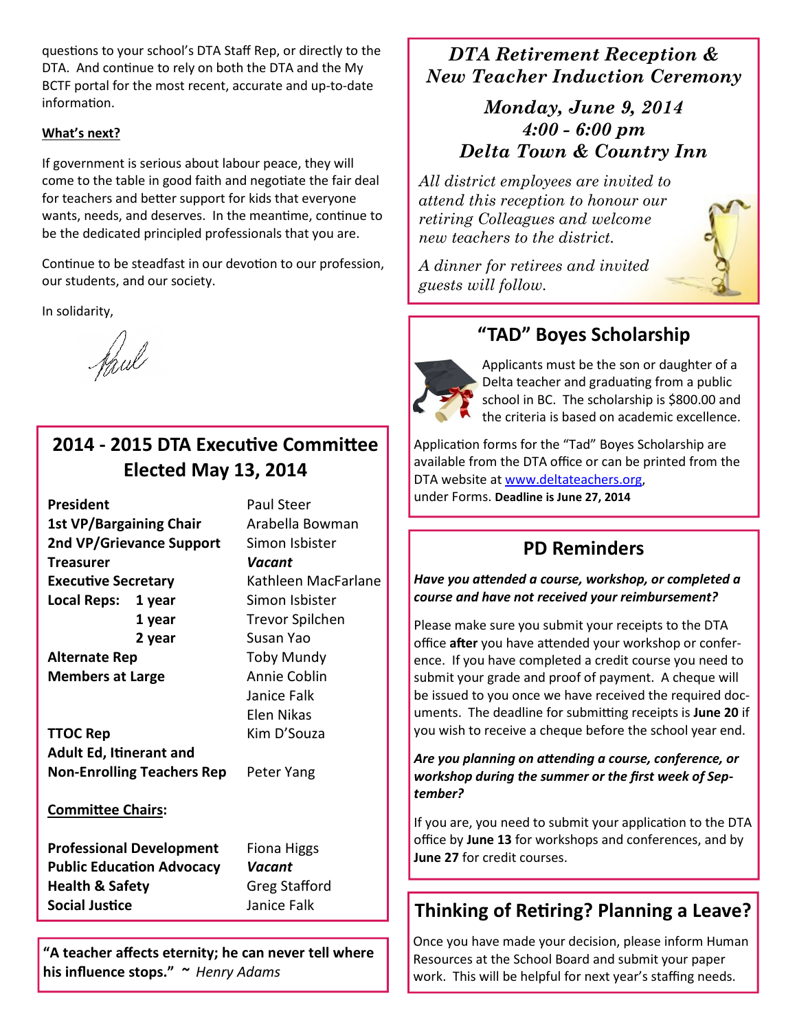questions to your school's DTA Staff Rep, or directly to the DTA. And continue to rely on both the DTA and the My BCTF portal for the most recent, accurate and up-to-date information.

**What's next?**

If government is serious about labour peace, they will come to the table in good faith and negotiate the fair deal for teachers and better support for kids that everyone wants, needs, and deserves. In the meantime, continue to be the dedicated principled professionals that you are.

Continue to be steadfast in our devotion to our profession, our students, and our society.

In solidarity,

Paul

## 2014 - 2015 DTA Executive Committee Elected May 13, 2014

| | |
|---|---|
| **President** | Paul Steer |
| **1st VP/Bargaining Chair** | Arabella Bowman |
| **2nd VP/Grievance Support** | Simon Isbister |
| **Treasurer** | ***Vacant*** |
| **Executive Secretary** | Kathleen MacFarlane |
| **Local Reps: 1 year** | Simon Isbister |
| **1 year** | Trevor Spilchen |
| **2 year** | Susan Yao |
| **Alternate Rep** | Toby Mundy |
| **Members at Large** | Annie Coblin |
| | Janice Falk |
| | Elen Nikas |
| **TTOC Rep** | Kim D'Souza |
| **Adult Ed, Itinerant and Non-Enrolling Teachers Rep** | Peter Yang |

**Committee Chairs:**

| | |
|---|---|
| **Professional Development** | Fiona Higgs |
| **Public Education Advocacy** | ***Vacant*** |
| **Health & Safety** | Greg Stafford |
| **Social Justice** | Janice Falk |

**"A teacher affects eternity; he can never tell where his influence stops." ~** *Henry Adams*

## *DTA Retirement Reception & New Teacher Induction Ceremony*

### *Monday, June 9, 2014*
### *4:00 - 6:00 pm*
### *Delta Town & Country Inn*

*All district employees are invited to attend this reception to honour our retiring Colleagues and welcome new teachers to the district.*

*A dinner for retirees and invited guests will follow.*

## "TAD" Boyes Scholarship

Applicants must be the son or daughter of a Delta teacher and graduating from a public school in BC. The scholarship is $800.00 and the criteria is based on academic excellence.

Application forms for the "Tad" Boyes Scholarship are available from the DTA office or can be printed from the DTA website at www.deltateachers.org, under Forms. **Deadline is June 27, 2014**

## PD Reminders

***Have you attended a course, workshop, or completed a course and have not received your reimbursement?***

Please make sure you submit your receipts to the DTA office **after** you have attended your workshop or conference. If you have completed a credit course you need to submit your grade and proof of payment. A cheque will be issued to you once we have received the required documents. The deadline for submitting receipts is **June 20** if you wish to receive a cheque before the school year end.

***Are you planning on attending a course, conference, or workshop during the summer or the first week of September?***

If you are, you need to submit your application to the DTA office by **June 13** for workshops and conferences, and by **June 27** for credit courses.

## Thinking of Retiring? Planning a Leave?

Once you have made your decision, please inform Human Resources at the School Board and submit your paper work. This will be helpful for next year's staffing needs.